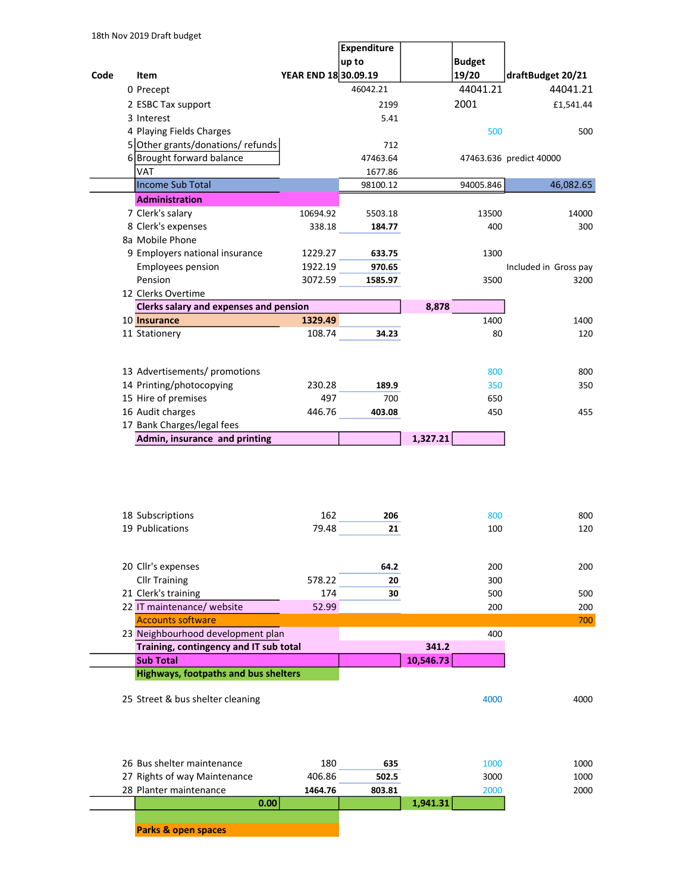18th Nov 2019 Draft budget

| Code | Item | YEAR END 18 | Expenditure up to 30.09.19 | | Budget 19/20 | draftBudget 20/21 |
|---|---|---|---|---|---|---|
| 0 | Precept | | 46042.21 | | 44041.21 | 44041.21 |
| 2 | ESBC Tax support | | 2199 | | 2001 | £1,541.44 |
| 3 | Interest | | 5.41 | | | |
| 4 | Playing Fields Charges | | | | 500 | 500 |
| 5 | Other grants/donations/ refunds | | 712 | | | |
| 6 | Brought forward balance | | 47463.64 | | 47463.636 | predict 40000 |
| | VAT | | 1677.86 | | | |
| | Income Sub Total | | 98100.12 | | 94005.846 | 46,082.65 |
| | **Administration** | | | | | |
| 7 | Clerk's salary | 10694.92 | 5503.18 | | 13500 | 14000 |
| 8 | Clerk's expenses | 338.18 | **184.77** | | 400 | 300 |
| 8a | Mobile Phone | | | | | |
| 9 | Employers national insurance | 1229.27 | **633.75** | | 1300 | |
| | Employees pension | 1922.19 | **970.65** | | | Included in Gross pay |
| | Pension | 3072.59 | **1585.97** | | 3500 | 3200 |
| 12 | Clerks Overtime | | | | | |
| | **Clerks salary and expenses and pension** | | | **8,878** | | |
| 10 | **Insurance** | **1329.49** | | | 1400 | 1400 |
| 11 | Stationery | 108.74 | **34.23** | | 80 | 120 |
| 13 | Advertisements/ promotions | | | | 800 | 800 |
| 14 | Printing/photocopying | 230.28 | **189.9** | | 350 | 350 |
| 15 | Hire of premises | 497 | 700 | | 650 | |
| 16 | Audit charges | 446.76 | **403.08** | | 450 | 455 |
| 17 | Bank Charges/legal fees | | | | | |
| | **Admin, insurance and printing** | | | **1,327.21** | | |
| 18 | Subscriptions | 162 | **206** | | 800 | 800 |
| 19 | Publications | 79.48 | **21** | | 100 | 120 |
| 20 | Cllr's expenses | | **64.2** | | 200 | 200 |
| | Cllr Training | 578.22 | **20** | | 300 | |
| 21 | Clerk's training | 174 | **30** | | 500 | 500 |
| 22 | IT maintenance/ website | 52.99 | | | 200 | 200 |
| | Accounts software | | | | | 700 |
| 23 | Neighbourhood development plan | | | | 400 | |
| | **Training, contingency and IT sub total** | | | **341.2** | | |
| | **Sub Total** | | | **10,546.73** | | |
| | **Highways, footpaths and bus shelters** | | | | | |
| 25 | Street & bus shelter cleaning | | | | 4000 | 4000 |
| 26 | Bus shelter maintenance | 180 | **635** | | 1000 | 1000 |
| 27 | Rights of way Maintenance | 406.86 | **502.5** | | 3000 | 1000 |
| 28 | Planter maintenance | **1464.76** | **803.81** | | 2000 | 2000 |
| | **0.00** | | | **1,941.31** | | |
| | **Parks & open spaces** | | | | | |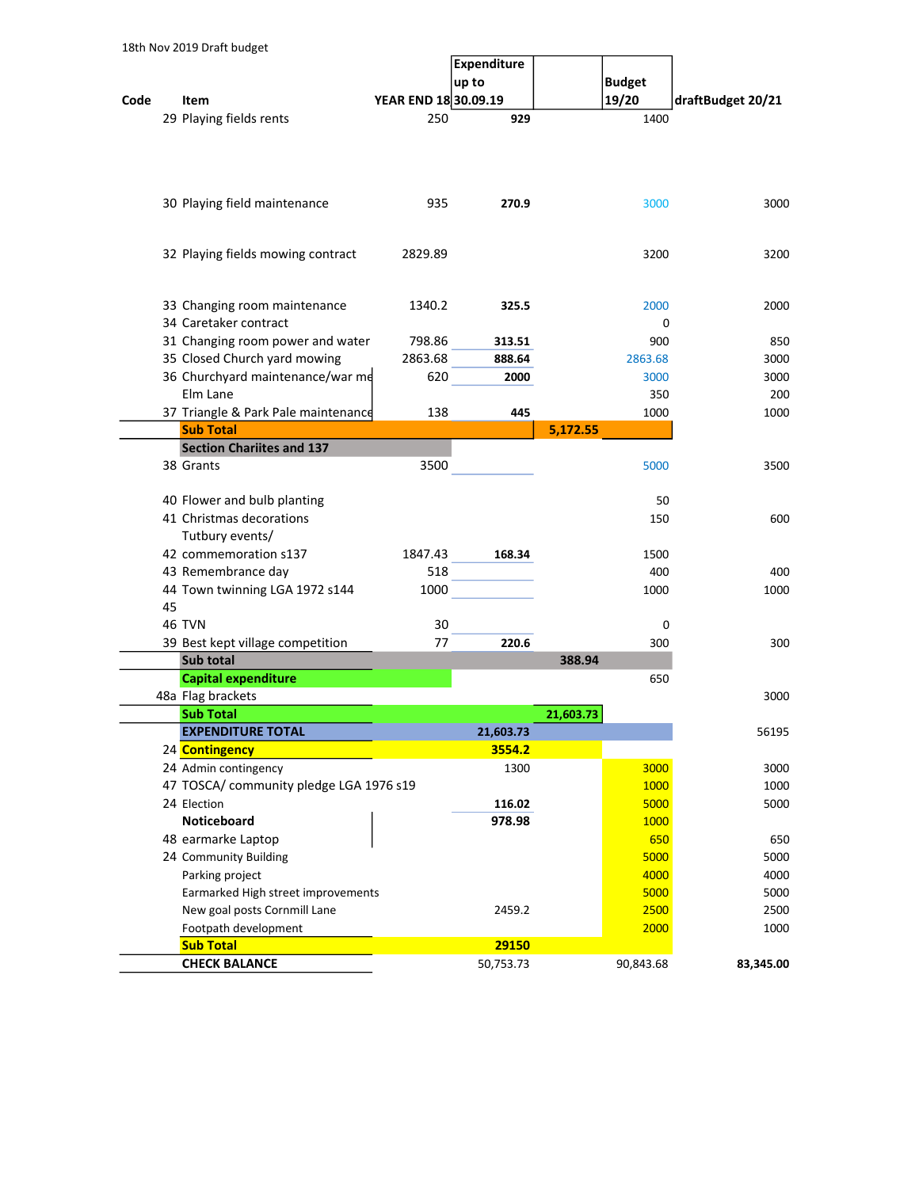18th Nov 2019 Draft budget

| Code | Item | YEAR END 18 | Expenditure up to 30.09.19 | | Budget 19/20 | draftBudget 20/21 |
|---|---|---|---|---|---|---|
| 29 | Playing fields rents | 250 | 929 | | 1400 | |
| 30 | Playing field maintenance | 935 | 270.9 | | 3000 | 3000 |
| 32 | Playing fields mowing contract | 2829.89 | | | 3200 | 3200 |
| 33 | Changing room maintenance | 1340.2 | 325.5 | | 2000 | 2000 |
| 34 | Caretaker contract | | | | 0 | |
| 31 | Changing room power and water | 798.86 | 313.51 | | 900 | 850 |
| 35 | Closed Church yard mowing | 2863.68 | 888.64 | | 2863.68 | 3000 |
| 36 | Churchyard maintenance/war me | 620 | 2000 | | 3000 | 3000 |
| | Elm Lane | | | | 350 | 200 |
| 37 | Triangle & Park Pale maintenance | 138 | 445 | | 1000 | 1000 |
| | **Sub Total** | | | **5,172.55** | | |
| | **Section Chariites and 137** | | | | | |
| 38 | Grants | 3500 | | | 5000 | 3500 |
| 40 | Flower and bulb planting | | | | 50 | |
| 41 | Christmas decorations | | | | 150 | 600 |
| | Tutbury events/ | | | | | |
| 42 | commemoration s137 | 1847.43 | 168.34 | | 1500 | |
| 43 | Remembrance day | 518 | | | 400 | 400 |
| 44 | Town twinning LGA 1972 s144 | 1000 | | | 1000 | 1000 |
| 45 | | | | | | |
| 46 | TVN | 30 | | | 0 | |
| 39 | Best kept village competition | 77 | 220.6 | | 300 | 300 |
| | **Sub total** | | | **388.94** | | |
| | **Capital expenditure** | | | | 650 | |
| 48a | Flag brackets | | | | | 3000 |
| | **Sub Total** | | | **21,603.73** | | |
| | **EXPENDITURE TOTAL** | | **21,603.73** | | | 56195 |
| 24 | **Contingency** | | **3554.2** | | | |
| 24 | Admin contingency | | 1300 | | 3000 | 3000 |
| 47 | TOSCA/ community pledge LGA 1976 s19 | | | | 1000 | 1000 |
| 24 | Election | | 116.02 | | 5000 | 5000 |
| | **Noticeboard** | | **978.98** | | 1000 | |
| 48 | earmarke Laptop | | | | 650 | 650 |
| 24 | Community Building | | | | 5000 | 5000 |
| | Parking project | | | | 4000 | 4000 |
| | Earmarked High street improvements | | | | 5000 | 5000 |
| | New goal posts Cornmill Lane | | 2459.2 | | 2500 | 2500 |
| | Footpath development | | | | 2000 | 1000 |
| | **Sub Total** | | **29150** | | | |
| | **CHECK BALANCE** | | 50,753.73 | | 90,843.68 | **83,345.00** |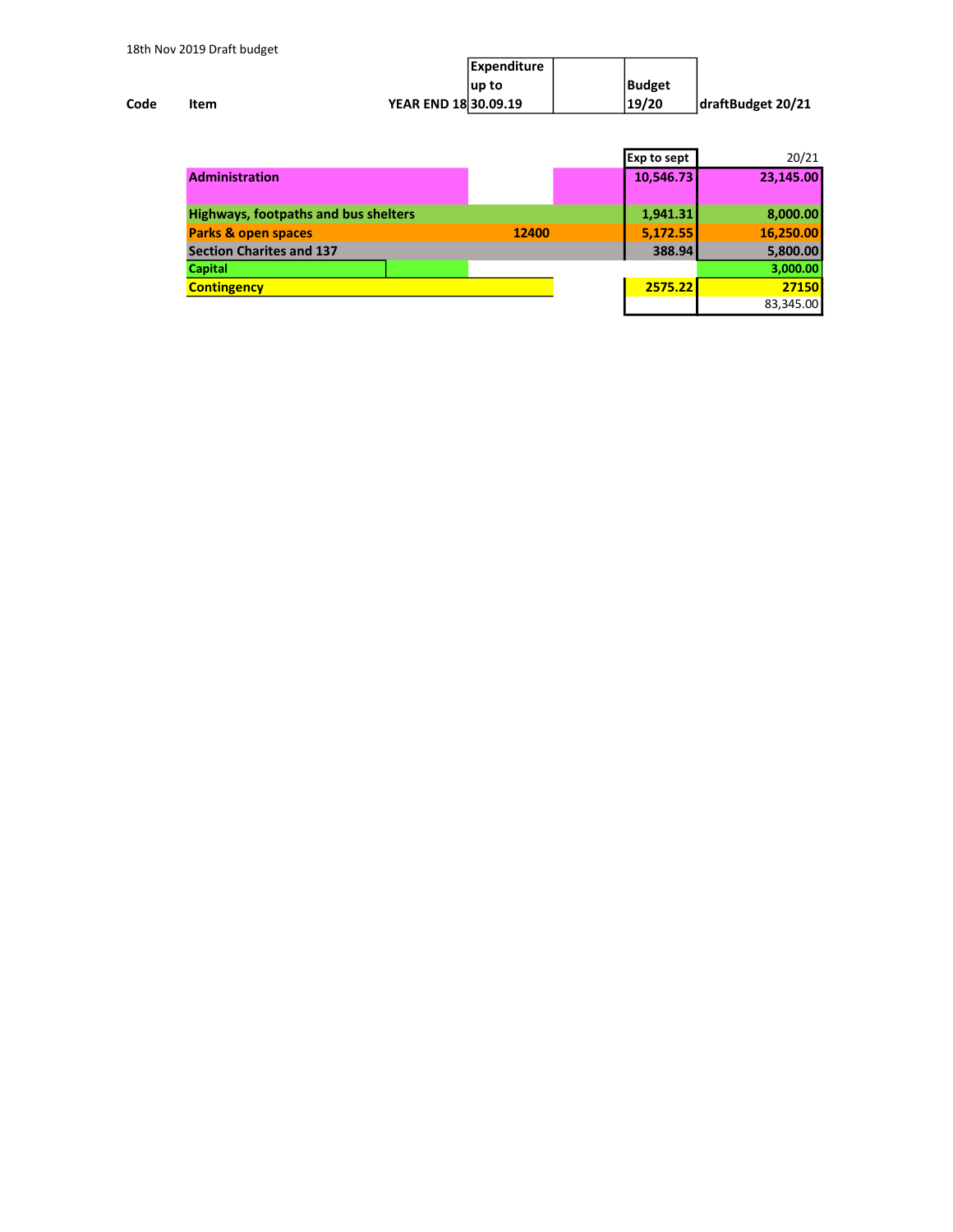18th Nov 2019 Draft budget

| Code | Item | YEAR END 18 | Expenditure up to 30.09.19 | | Budget 19/20 | draftBudget 20/21 |
|---|---|---|---|---|---|---|
| | | | | | Exp to sept | 20/21 |
| | **Administration** | | | | **10,546.73** | **23,145.00** |
| | **Highways, footpaths and bus shelters** | | | | **1,941.31** | **8,000.00** |
| | **Parks & open spaces** | | **12400** | | **5,172.55** | **16,250.00** |
| | **Section Charites and 137** | | | | **388.94** | **5,800.00** |
| | **Capital** | | | | | **3,000.00** |
| | **Contingency** | | | | **2575.22** | **27150** |
| | | | | | | 83,345.00 |